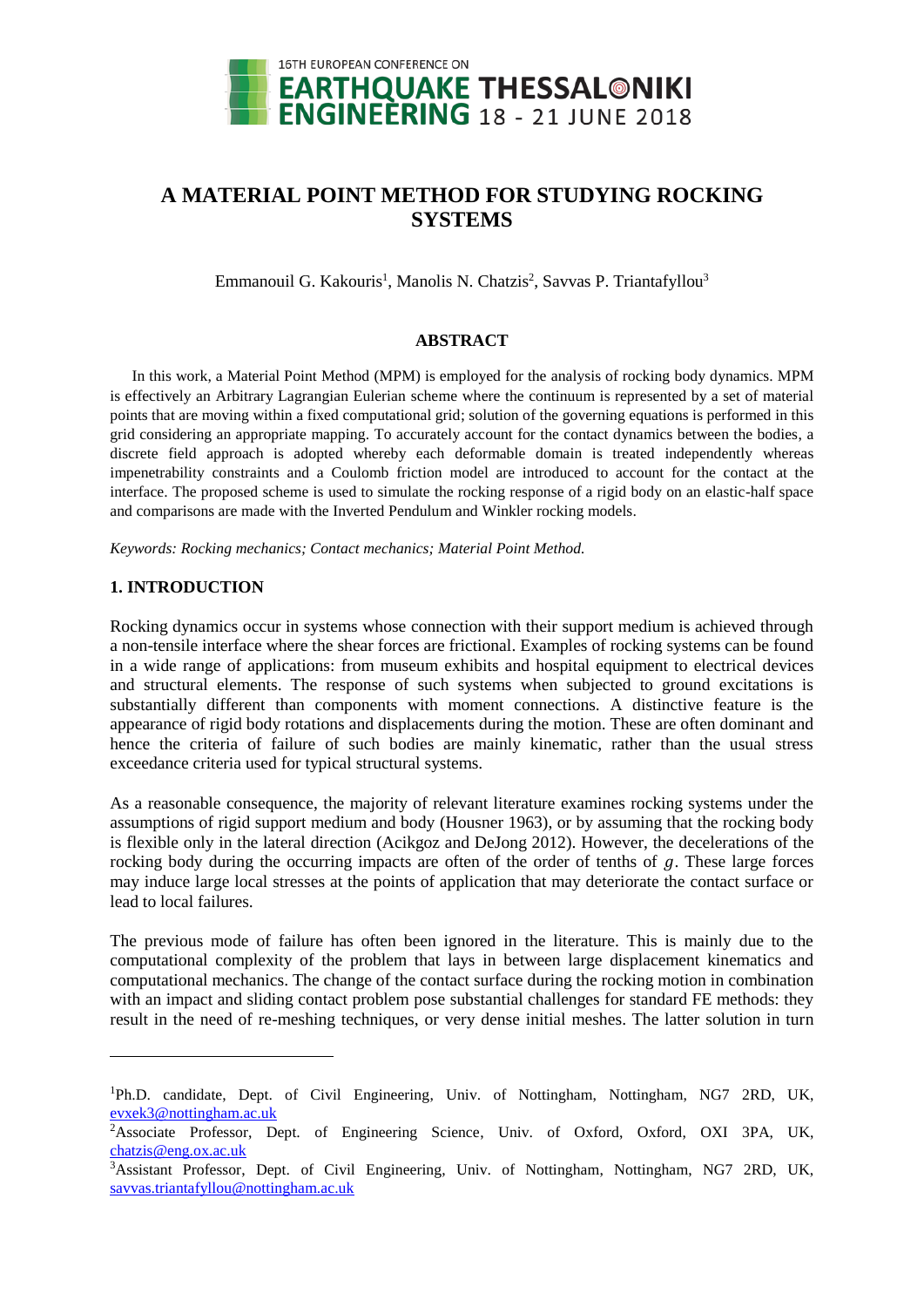# A MATERIAL POINT METHOD FOR STUDYING ROCKING SYSTEMS

Emmanouil G. Kakouris[1], Manolis N. Chatzis[2], Savvas P. Triantafyllou[3]

## ABSTRACT

In this work, a Material Point Method (MPM) is employed for the analysis of rocking body dynamics. MPM is effectively an Arbitrary Lagrangian Eulerian scheme where the continuum is represented by a set of material points that are moving within a fixed computational grid; solution of the governing equations is performed in this grid considering an appropriate mapping. To accurately account for the contact dynamics between the bodies, a discrete field approach is adopted whereby each deformable domain is treated independently whereas impenetrability constraints and a Coulomb friction model are introduced to account for the contact at the interface. The proposed scheme is used to simulate the rocking response of a rigid body on an elastic-half space and comparisons are made with the Inverted Pendulum and Winkler rocking models.

*Keywords: Rocking mechanics; Contact mechanics; Material Point Method.*

## 1. INTRODUCTION

Rocking dynamics occur in systems whose connection with their support medium is achieved through a non-tensile interface where the shear forces are frictional. Examples of rocking systems can be found in a wide range of applications: from museum exhibits and hospital equipment to electrical devices and structural elements. The response of such systems when subjected to ground excitations is substantially different than components with moment connections. A distinctive feature is the appearance of rigid body rotations and displacements during the motion. These are often dominant and hence the criteria of failure of such bodies are mainly kinematic, rather than the usual stress exceedance criteria used for typical structural systems.

As a reasonable consequence, the majority of relevant literature examines rocking systems under the assumptions of rigid support medium and body (Housner 1963), or by assuming that the rocking body is flexible only in the lateral direction (Acikgoz and DeJong 2012). However, the decelerations of the rocking body during the occurring impacts are often of the order of tenths of $g$. These large forces may induce large local stresses at the points of application that may deteriorate the contact surface or lead to local failures.

The previous mode of failure has often been ignored in the literature. This is mainly due to the computational complexity of the problem that lays in between large displacement kinematics and computational mechanics. The change of the contact surface during the rocking motion in combination with an impact and sliding contact problem pose substantial challenges for standard FE methods: they result in the need of re-meshing techniques, or very dense initial meshes. The latter solution in turn

---

[1]Ph.D. candidate, Dept. of Civil Engineering, Univ. of Nottingham, Nottingham, NG7 2RD, UK, evxek3@nottingham.ac.uk

[2]Associate Professor, Dept. of Engineering Science, Univ. of Oxford, Oxford, OXI 3PA, UK, chatzis@eng.ox.ac.uk

[3]Assistant Professor, Dept. of Civil Engineering, Univ. of Nottingham, Nottingham, NG7 2RD, UK, savvas.triantafyllou@nottingham.ac.uk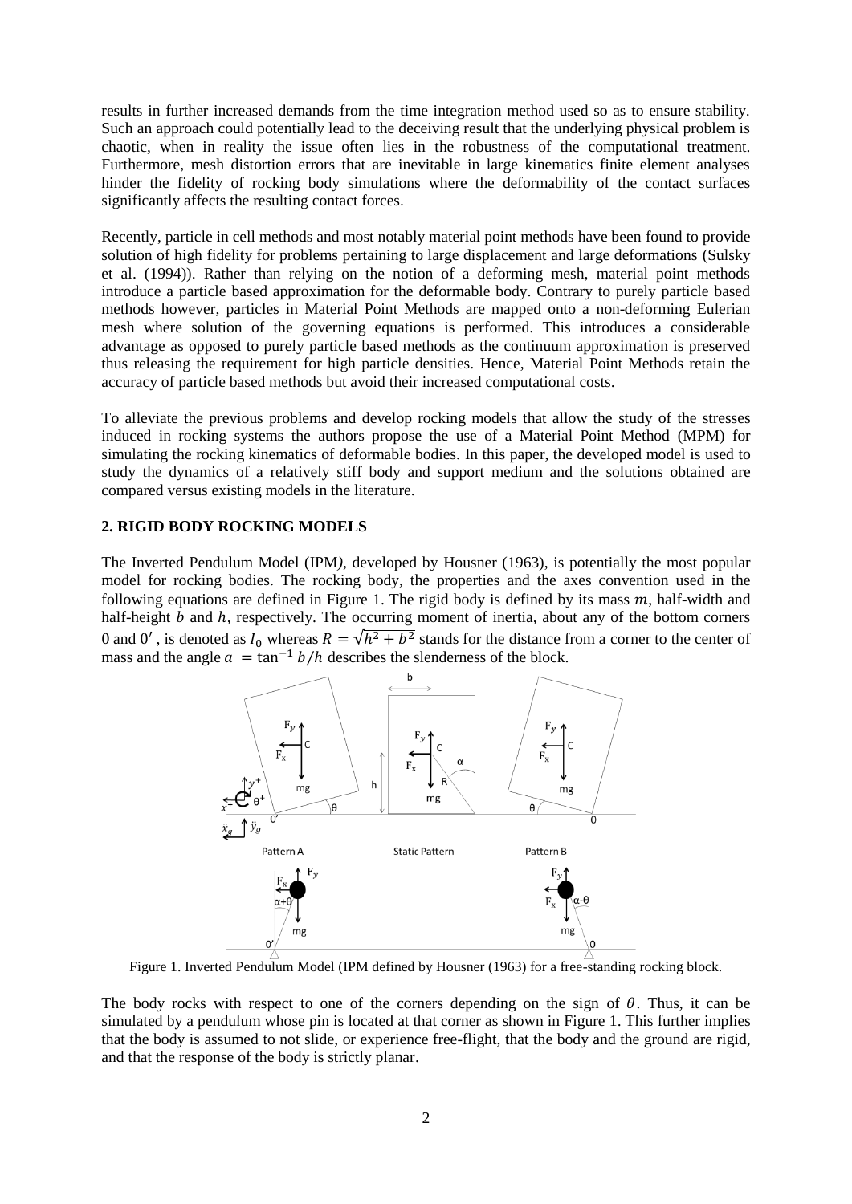results in further increased demands from the time integration method used so as to ensure stability. Such an approach could potentially lead to the deceiving result that the underlying physical problem is chaotic, when in reality the issue often lies in the robustness of the computational treatment. Furthermore, mesh distortion errors that are inevitable in large kinematics finite element analyses hinder the fidelity of rocking body simulations where the deformability of the contact surfaces significantly affects the resulting contact forces.

Recently, particle in cell methods and most notably material point methods have been found to provide solution of high fidelity for problems pertaining to large displacement and large deformations (Sulsky et al. (1994)). Rather than relying on the notion of a deforming mesh, material point methods introduce a particle based approximation for the deformable body. Contrary to purely particle based methods however, particles in Material Point Methods are mapped onto a non-deforming Eulerian mesh where solution of the governing equations is performed. This introduces a considerable advantage as opposed to purely particle based methods as the continuum approximation is preserved thus releasing the requirement for high particle densities. Hence, Material Point Methods retain the accuracy of particle based methods but avoid their increased computational costs.

To alleviate the previous problems and develop rocking models that allow the study of the stresses induced in rocking systems the authors propose the use of a Material Point Method (MPM) for simulating the rocking kinematics of deformable bodies. In this paper, the developed model is used to study the dynamics of a relatively stiff body and support medium and the solutions obtained are compared versus existing models in the literature.

## 2. RIGID BODY ROCKING MODELS

The Inverted Pendulum Model (IPM*)*, developed by Housner (1963), is potentially the most popular model for rocking bodies. The rocking body, the properties and the axes convention used in the following equations are defined in Figure 1. The rigid body is defined by its mass $m$, half-width and half-height $b$ and $h$, respectively. The occurring moment of inertia, about any of the bottom corners 0 and $0'$, is denoted as $I_0$ whereas $R = \sqrt{h^2 + b^2}$ stands for the distance from a corner to the center of mass and the angle $a = \tan^{-1} b/h$ describes the slenderness of the block.

Figure 1. Inverted Pendulum Model (IPM defined by Housner (1963) for a free-standing rocking block.

The body rocks with respect to one of the corners depending on the sign of $\theta$. Thus, it can be simulated by a pendulum whose pin is located at that corner as shown in Figure 1. This further implies that the body is assumed to not slide, or experience free-flight, that the body and the ground are rigid, and that the response of the body is strictly planar.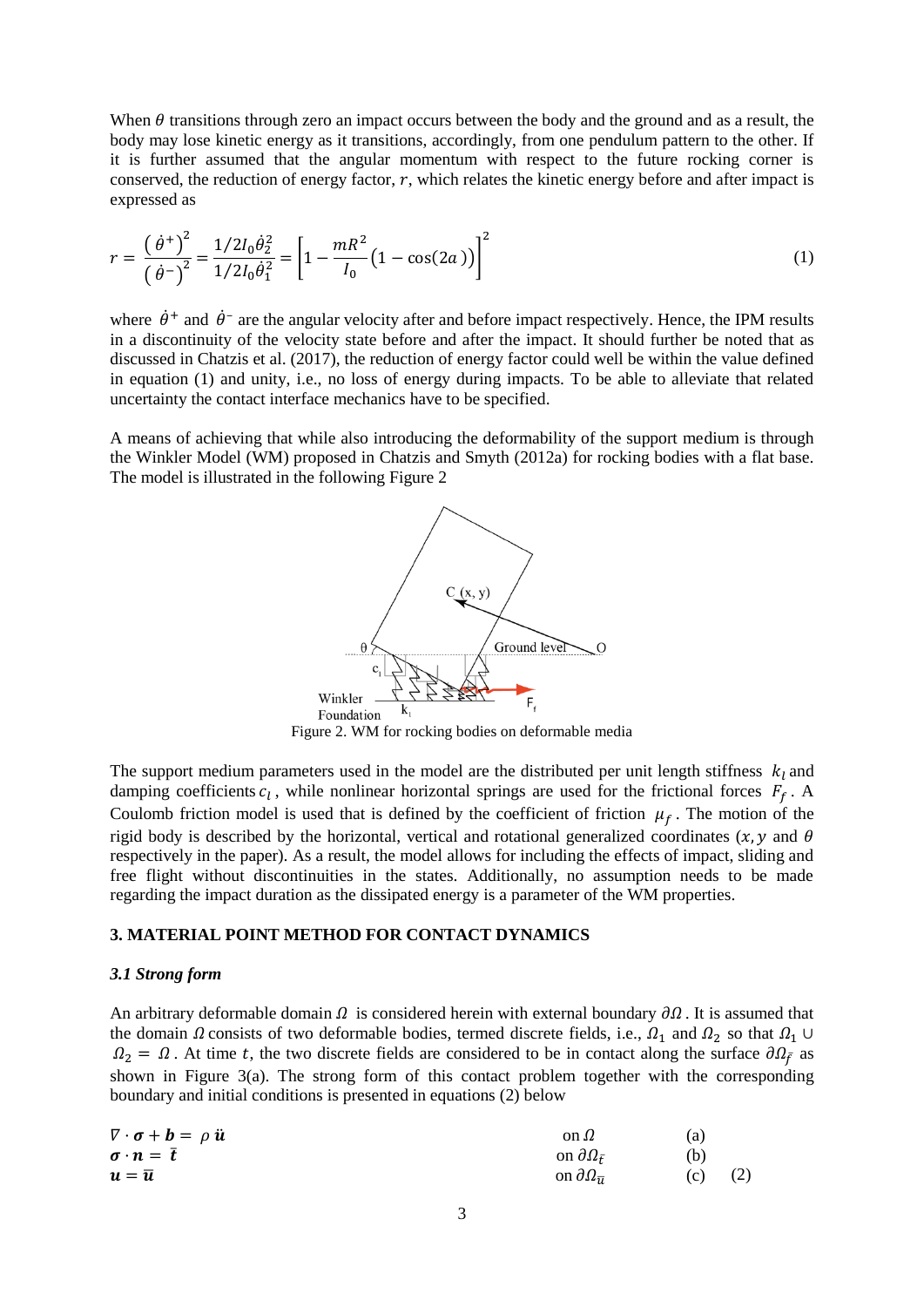When $\theta$ transitions through zero an impact occurs between the body and the ground and as a result, the body may lose kinetic energy as it transitions, accordingly, from one pendulum pattern to the other. If it is further assumed that the angular momentum with respect to the future rocking corner is conserved, the reduction of energy factor, $r$, which relates the kinetic energy before and after impact is expressed as

$$r = \frac{\left(\dot{\theta}^{+}\right)^2}{\left(\dot{\theta}^{-}\right)^2} = \frac{1/2 I_0 \dot{\theta}_2^2}{1/2 I_0 \dot{\theta}_1^2} = \left[1 - \frac{mR^2}{I_0}\left(1 - \cos(2a)\right)\right]^2 \tag{1}$$

where $\dot{\theta}^{+}$ and $\dot{\theta}^{-}$ are the angular velocity after and before impact respectively. Hence, the IPM results in a discontinuity of the velocity state before and after the impact. It should further be noted that as discussed in Chatzis et al. (2017), the reduction of energy factor could well be within the value defined in equation (1) and unity, i.e., no loss of energy during impacts. To be able to alleviate that related uncertainty the contact interface mechanics have to be specified.

A means of achieving that while also introducing the deformability of the support medium is through the Winkler Model (WM) proposed in Chatzis and Smyth (2012a) for rocking bodies with a flat base. The model is illustrated in the following Figure 2

Figure 2. WM for rocking bodies on deformable media

The support medium parameters used in the model are the distributed per unit length stiffness $k_l$ and damping coefficients $c_l$, while nonlinear horizontal springs are used for the frictional forces $F_f$. A Coulomb friction model is used that is defined by the coefficient of friction $\mu_f$. The motion of the rigid body is described by the horizontal, vertical and rotational generalized coordinates ($x, y$ and $\theta$ respectively in the paper). As a result, the model allows for including the effects of impact, sliding and free flight without discontinuities in the states. Additionally, no assumption needs to be made regarding the impact duration as the dissipated energy is a parameter of the WM properties.

## 3. MATERIAL POINT METHOD FOR CONTACT DYNAMICS

### *3.1 Strong form*

An arbitrary deformable domain $\Omega$ is considered herein with external boundary $\partial\Omega$. It is assumed that the domain $\Omega$ consists of two deformable bodies, termed discrete fields, i.e., $\Omega_1$ and $\Omega_2$ so that $\Omega_1 \cup \Omega_2 = \Omega$. At time $t$, the two discrete fields are considered to be in contact along the surface $\partial\Omega_{\bar{f}}$ as shown in Figure 3(a). The strong form of this contact problem together with the corresponding boundary and initial conditions is presented in equations (2) below

$$\begin{aligned}
&\nabla \cdot \boldsymbol{\sigma} + \boldsymbol{b} = \rho\, \ddot{\boldsymbol{u}} && \text{on } \Omega && \text{(a)} \\
&\boldsymbol{\sigma} \cdot \boldsymbol{n} = \bar{\boldsymbol{t}} && \text{on } \partial\Omega_{\bar{t}} && \text{(b)} \\
&\boldsymbol{u} = \bar{\boldsymbol{u}} && \text{on } \partial\Omega_{\bar{u}} && \text{(c)} \qquad (2)
\end{aligned}$$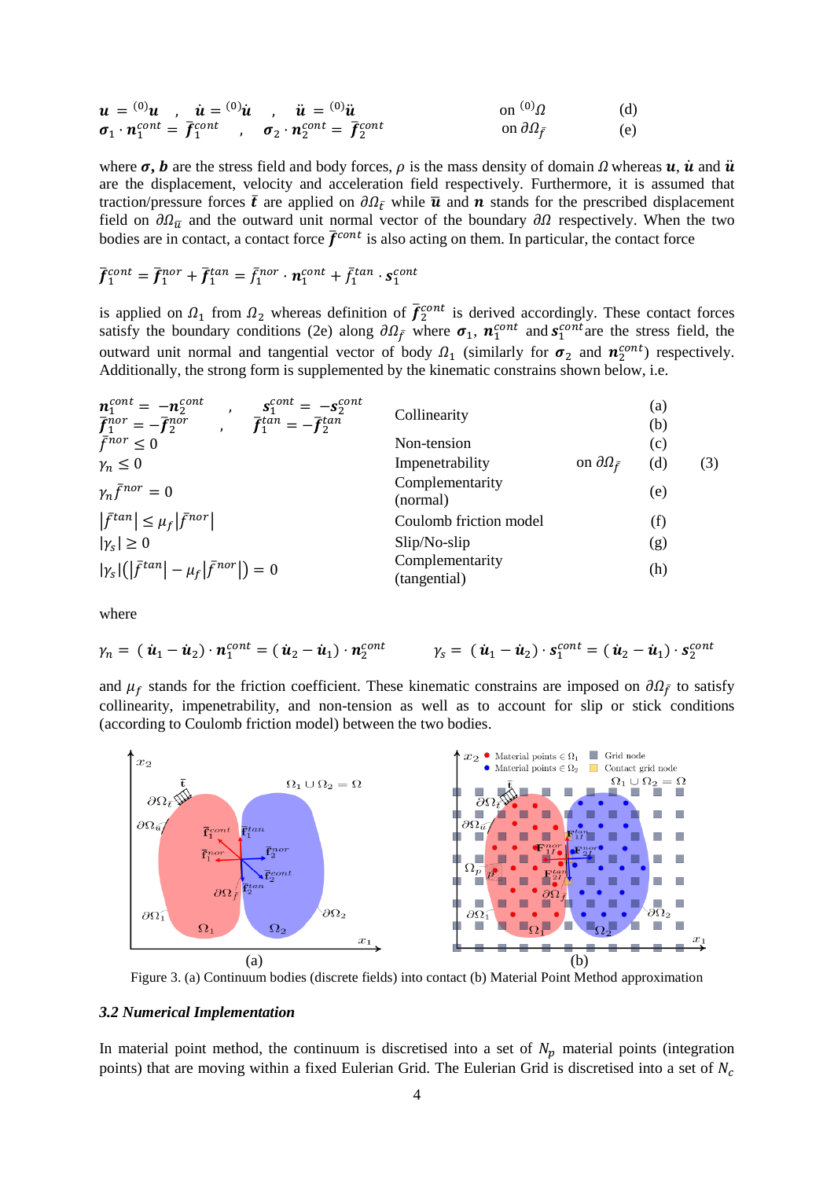$$\boldsymbol{u} = {}^{(0)}\boldsymbol{u} \quad , \quad \dot{\boldsymbol{u}} = {}^{(0)}\dot{\boldsymbol{u}} \quad , \quad \ddot{\boldsymbol{u}} = {}^{(0)}\ddot{\boldsymbol{u}} \qquad \text{on } {}^{(0)}\Omega \qquad \text{(d)}$$

$$\boldsymbol{\sigma}_1 \cdot \boldsymbol{n}_1^{cont} = \bar{\boldsymbol{f}}_1^{cont} \quad , \quad \boldsymbol{\sigma}_2 \cdot \boldsymbol{n}_2^{cont} = \bar{\boldsymbol{f}}_2^{cont} \qquad \text{on } \partial\Omega_{\bar{f}} \qquad \text{(e)}$$

where $\boldsymbol{\sigma}, \boldsymbol{b}$ are the stress field and body forces, $\rho$ is the mass density of domain $\Omega$ whereas $\boldsymbol{u}$, $\dot{\boldsymbol{u}}$ and $\ddot{\boldsymbol{u}}$ are the displacement, velocity and acceleration field respectively. Furthermore, it is assumed that traction/pressure forces $\bar{\boldsymbol{t}}$ are applied on $\partial\Omega_{\bar{t}}$ while $\bar{\boldsymbol{u}}$ and $\boldsymbol{n}$ stands for the prescribed displacement field on $\partial\Omega_{\bar{u}}$ and the outward unit normal vector of the boundary $\partial\Omega$ respectively. When the two bodies are in contact, a contact force $\bar{\boldsymbol{f}}^{cont}$ is also acting on them. In particular, the contact force

$$\bar{\boldsymbol{f}}_1^{cont} = \bar{\boldsymbol{f}}_1^{nor} + \bar{\boldsymbol{f}}_1^{tan} = \bar{f}_1^{nor} \cdot \boldsymbol{n}_1^{cont} + \bar{f}_1^{tan} \cdot \boldsymbol{s}_1^{cont}$$

is applied on $\Omega_1$ from $\Omega_2$ whereas definition of $\bar{\boldsymbol{f}}_2^{cont}$ is derived accordingly. These contact forces satisfy the boundary conditions (2e) along $\partial\Omega_{\bar{f}}$ where $\boldsymbol{\sigma}_1$, $\boldsymbol{n}_1^{cont}$ and $\boldsymbol{s}_1^{cont}$ are the stress field, the outward unit normal and tangential vector of body $\Omega_1$ (similarly for $\boldsymbol{\sigma}_2$ and $\boldsymbol{n}_2^{cont}$) respectively. Additionally, the strong form is supplemented by the kinematic constrains shown below, i.e.

$$\left.\begin{array}{llr}
\boldsymbol{n}_1^{cont} = -\boldsymbol{n}_2^{cont} \quad , \quad \boldsymbol{s}_1^{cont} = -\boldsymbol{s}_2^{cont} & \text{Collinearity} & \text{(a)} \\
\bar{\boldsymbol{f}}_1^{nor} = -\bar{\boldsymbol{f}}_2^{nor} \quad , \quad \bar{\boldsymbol{f}}_1^{tan} = -\bar{\boldsymbol{f}}_2^{tan} & & \text{(b)} \\
\bar{f}^{nor} \leq 0 & \text{Non-tension} & \text{(c)} \\
\gamma_n \leq 0 & \text{Impenetrability} & \text{(d)} \\
\gamma_n \bar{f}^{nor} = 0 & \text{Complementarity (normal)} & \text{(e)} \\
\left|\bar{f}^{tan}\right| \leq \mu_f \left|\bar{f}^{nor}\right| & \text{Coulomb friction model} & \text{(f)} \\
|\gamma_s| \geq 0 & \text{Slip/No-slip} & \text{(g)} \\
|\gamma_s|\left(\left|\bar{f}^{tan}\right| - \mu_f\left|\bar{f}^{nor}\right|\right) = 0 & \text{Complementarity (tangential)} & \text{(h)}
\end{array}\right\} \text{on } \partial\Omega_{\bar{f}} \qquad (3)$$

where

$$\gamma_n = (\dot{\boldsymbol{u}}_1 - \dot{\boldsymbol{u}}_2) \cdot \boldsymbol{n}_1^{cont} = (\dot{\boldsymbol{u}}_2 - \dot{\boldsymbol{u}}_1) \cdot \boldsymbol{n}_2^{cont} \qquad \gamma_s = (\dot{\boldsymbol{u}}_1 - \dot{\boldsymbol{u}}_2) \cdot \boldsymbol{s}_1^{cont} = (\dot{\boldsymbol{u}}_2 - \dot{\boldsymbol{u}}_1) \cdot \boldsymbol{s}_2^{cont}$$

and $\mu_f$ stands for the friction coefficient. These kinematic constrains are imposed on $\partial\Omega_{\bar{f}}$ to satisfy collinearity, impenetrability, and non-tension as well as to account for slip or stick conditions (according to Coulomb friction model) between the two bodies.

Figure 3. (a) Continuum bodies (discrete fields) into contact (b) Material Point Method approximation

### 3.2 Numerical Implementation

In material point method, the continuum is discretised into a set of $N_p$ material points (integration points) that are moving within a fixed Eulerian Grid. The Eulerian Grid is discretised into a set of $N_c$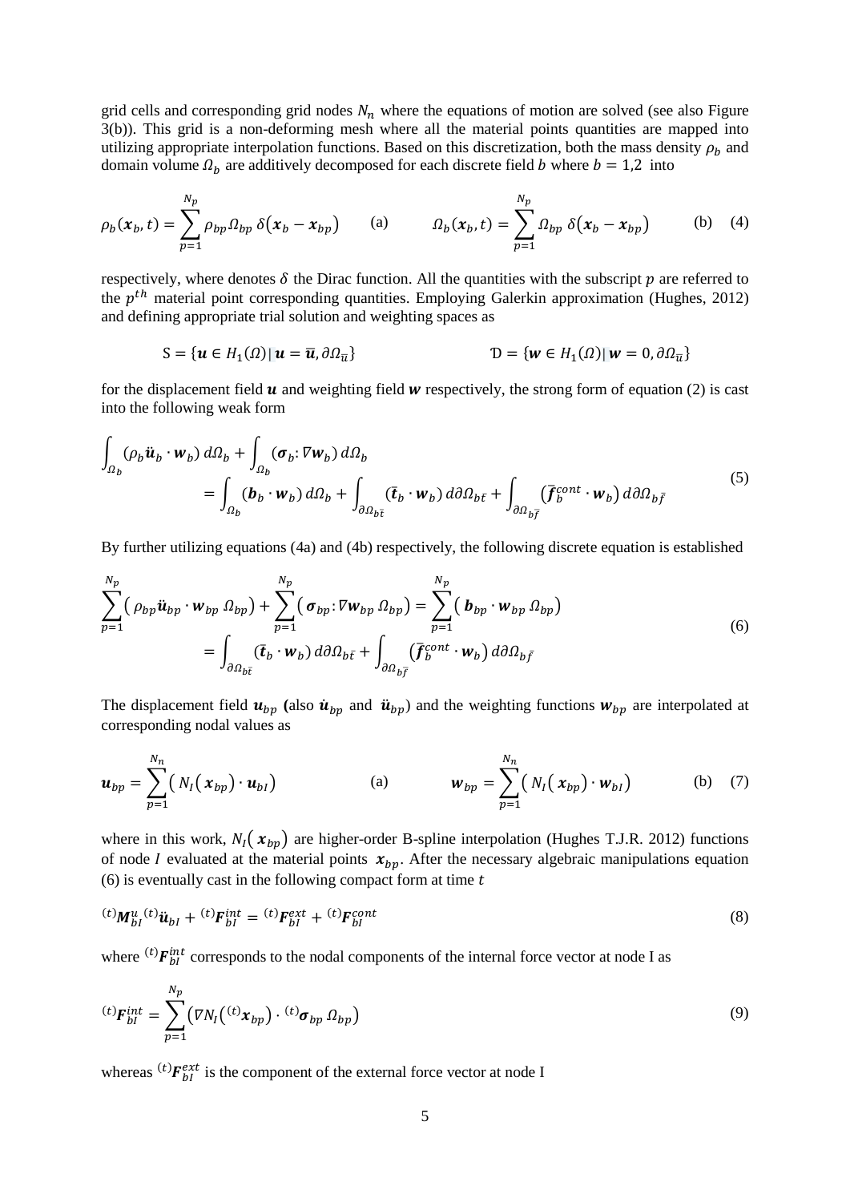grid cells and corresponding grid nodes $N_n$ where the equations of motion are solved (see also Figure 3(b)). This grid is a non-deforming mesh where all the material points quantities are mapped into utilizing appropriate interpolation functions. Based on this discretization, both the mass density $\rho_b$ and domain volume $\Omega_b$ are additively decomposed for each discrete field $b$ where $b = 1,2$ into

$$\rho_b(\boldsymbol{x}_b, t) = \sum_{p=1}^{N_p} \rho_{bp} \Omega_{bp}\, \delta(\boldsymbol{x}_b - \boldsymbol{x}_{bp}) \quad \text{(a)} \qquad \Omega_b(\boldsymbol{x}_b, t) = \sum_{p=1}^{N_p} \Omega_{bp}\, \delta(\boldsymbol{x}_b - \boldsymbol{x}_{bp}) \quad \text{(b)} \tag{4}$$

respectively, where denotes $\delta$ the Dirac function. All the quantities with the subscript $p$ are referred to the $p^{th}$ material point corresponding quantities. Employing Galerkin approximation (Hughes, 2012) and defining appropriate trial solution and weighting spaces as

$$\mathrm{S} = \{\boldsymbol{u} \in H_1(\Omega) \,|\, \boldsymbol{u} = \bar{\boldsymbol{u}}, \partial\Omega_{\bar{u}}\} \qquad\qquad \mathfrak{D} = \{\boldsymbol{w} \in H_1(\Omega) \,|\, \boldsymbol{w} = 0, \partial\Omega_{\bar{u}}\}$$

for the displacement field $\boldsymbol{u}$ and weighting field $\boldsymbol{w}$ respectively, the strong form of equation (2) is cast into the following weak form

$$\begin{aligned}\int_{\Omega_b} (\rho_b \ddot{\boldsymbol{u}}_b \cdot \boldsymbol{w}_b)\, d\Omega_b &+ \int_{\Omega_b} (\boldsymbol{\sigma}_b : \nabla \boldsymbol{w}_b)\, d\Omega_b \\ &= \int_{\Omega_b} (\boldsymbol{b}_b \cdot \boldsymbol{w}_b)\, d\Omega_b + \int_{\partial\Omega_{b\bar{t}}} (\bar{\boldsymbol{t}}_b \cdot \boldsymbol{w}_b)\, d\partial\Omega_{b\bar{t}} + \int_{\partial\Omega_{b\bar{f}}} (\bar{\boldsymbol{f}}_b^{cont} \cdot \boldsymbol{w}_b)\, d\partial\Omega_{b\bar{f}}\end{aligned} \tag{5}$$

By further utilizing equations (4a) and (4b) respectively, the following discrete equation is established

$$\begin{aligned}\sum_{p=1}^{N_p} \left( \rho_{bp} \ddot{\boldsymbol{u}}_{bp} \cdot \boldsymbol{w}_{bp}\, \Omega_{bp} \right) &+ \sum_{p=1}^{N_p} \left( \boldsymbol{\sigma}_{bp} : \nabla \boldsymbol{w}_{bp}\, \Omega_{bp} \right) = \sum_{p=1}^{N_p} \left( \boldsymbol{b}_{bp} \cdot \boldsymbol{w}_{bp}\, \Omega_{bp} \right) \\ &= \int_{\partial\Omega_{b\bar{t}}} (\bar{\boldsymbol{t}}_b \cdot \boldsymbol{w}_b)\, d\Omega_{b\bar{t}} + \int_{\partial\Omega_{b\bar{f}}} (\bar{\boldsymbol{f}}_b^{cont} \cdot \boldsymbol{w}_b)\, d\partial\Omega_{b\bar{f}}\end{aligned} \tag{6}$$

The displacement field $\boldsymbol{u}_{bp}$ **(**also $\dot{\boldsymbol{u}}_{bp}$ and $\ddot{\boldsymbol{u}}_{bp}$) and the weighting functions $\boldsymbol{w}_{bp}$ are interpolated at corresponding nodal values as

$$\boldsymbol{u}_{bp} = \sum_{p=1}^{N_n} \left( N_I(\boldsymbol{x}_{bp}) \cdot \boldsymbol{u}_{bI} \right) \quad \text{(a)} \qquad \boldsymbol{w}_{bp} = \sum_{p=1}^{N_n} \left( N_I(\boldsymbol{x}_{bp}) \cdot \boldsymbol{w}_{bI} \right) \quad \text{(b)} \tag{7}$$

where in this work, $N_I(\boldsymbol{x}_{bp})$ are higher-order B-spline interpolation (Hughes T.J.R. 2012) functions of node $I$ evaluated at the material points $\boldsymbol{x}_{bp}$. After the necessary algebraic manipulations equation (6) is eventually cast in the following compact form at time $t$

$$^{(t)}\boldsymbol{M}_{bI}^{u}\, {}^{(t)}\ddot{\boldsymbol{u}}_{bI} + {}^{(t)}\boldsymbol{F}_{bI}^{int} = {}^{(t)}\boldsymbol{F}_{bI}^{ext} + {}^{(t)}\boldsymbol{F}_{bI}^{cont} \tag{8}$$

where ${}^{(t)}\boldsymbol{F}_{bI}^{int}$ corresponds to the nodal components of the internal force vector at node I as

$$^{(t)}\boldsymbol{F}_{bI}^{int} = \sum_{p=1}^{N_p} \left( \nabla N_I\left({}^{(t)}\boldsymbol{x}_{bp}\right) \cdot {}^{(t)}\boldsymbol{\sigma}_{bp}\, \Omega_{bp} \right) \tag{9}$$

whereas ${}^{(t)}\boldsymbol{F}_{bI}^{ext}$ is the component of the external force vector at node I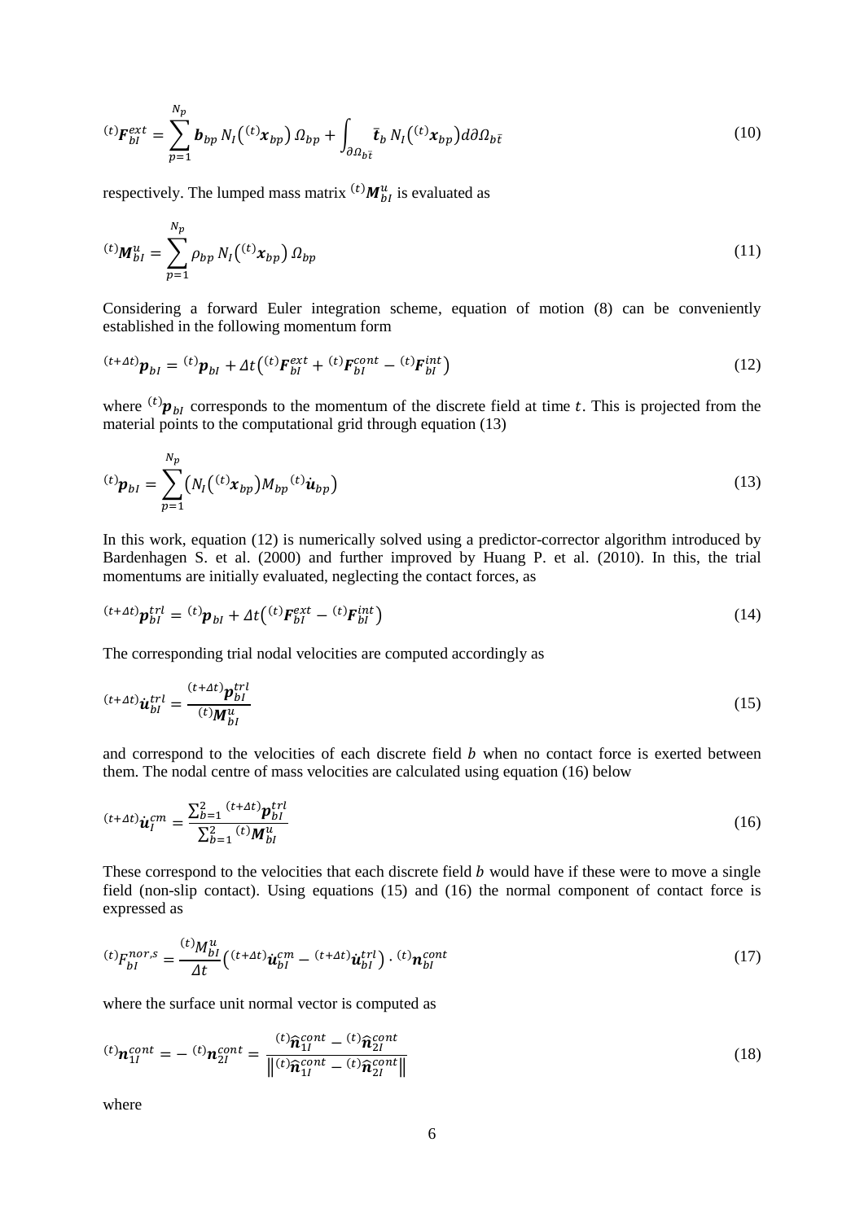$$
{}^{(t)}\boldsymbol{F}_{bI}^{ext} = \sum_{p=1}^{N_p} \boldsymbol{b}_{bp}\, N_I\left({}^{(t)}\boldsymbol{x}_{bp}\right) \Omega_{bp} + \int_{\partial\Omega_{b\bar{t}}} \bar{\boldsymbol{t}}_b\, N_I\left({}^{(t)}\boldsymbol{x}_{bp}\right) d\partial\Omega_{b\bar{t}} \tag{10}
$$

respectively. The lumped mass matrix ${}^{(t)}\boldsymbol{M}_{bI}^{u}$ is evaluated as

$$
{}^{(t)}\boldsymbol{M}_{bI}^{u} = \sum_{p=1}^{N_p} \rho_{bp}\, N_I\left({}^{(t)}\boldsymbol{x}_{bp}\right) \Omega_{bp} \tag{11}
$$

Considering a forward Euler integration scheme, equation of motion (8) can be conveniently established in the following momentum form

$$
{}^{(t+\Delta t)}\boldsymbol{p}_{bI} = {}^{(t)}\boldsymbol{p}_{bI} + \Delta t\left({}^{(t)}\boldsymbol{F}_{bI}^{ext} + {}^{(t)}\boldsymbol{F}_{bI}^{cont} - {}^{(t)}\boldsymbol{F}_{bI}^{int}\right) \tag{12}
$$

where ${}^{(t)}\boldsymbol{p}_{bI}$ corresponds to the momentum of the discrete field at time $t$. This is projected from the material points to the computational grid through equation (13)

$$
{}^{(t)}\boldsymbol{p}_{bI} = \sum_{p=1}^{N_p} \left(N_I\left({}^{(t)}\boldsymbol{x}_{bp}\right) M_{bp}\, {}^{(t)}\dot{\boldsymbol{u}}_{bp}\right) \tag{13}
$$

In this work, equation (12) is numerically solved using a predictor-corrector algorithm introduced by Bardenhagen S. et al. (2000) and further improved by Huang P. et al. (2010). In this, the trial momentums are initially evaluated, neglecting the contact forces, as

$$
{}^{(t+\Delta t)}\boldsymbol{p}_{bI}^{trl} = {}^{(t)}\boldsymbol{p}_{bI} + \Delta t\left({}^{(t)}\boldsymbol{F}_{bI}^{ext} - {}^{(t)}\boldsymbol{F}_{bI}^{int}\right) \tag{14}
$$

The corresponding trial nodal velocities are computed accordingly as

$$
{}^{(t+\Delta t)}\dot{\boldsymbol{u}}_{bI}^{trl} = \frac{{}^{(t+\Delta t)}\boldsymbol{p}_{bI}^{trl}}{{}^{(t)}\boldsymbol{M}_{bI}^{u}} \tag{15}
$$

and correspond to the velocities of each discrete field $b$ when no contact force is exerted between them. The nodal centre of mass velocities are calculated using equation (16) below

$$
{}^{(t+\Delta t)}\dot{\boldsymbol{u}}_{I}^{cm} = \frac{\sum_{b=1}^{2} {}^{(t+\Delta t)}\boldsymbol{p}_{bI}^{trl}}{\sum_{b=1}^{2} {}^{(t)}\boldsymbol{M}_{bI}^{u}} \tag{16}
$$

These correspond to the velocities that each discrete field $b$ would have if these were to move a single field (non-slip contact). Using equations (15) and (16) the normal component of contact force is expressed as

$$
{}^{(t)}F_{bI}^{nor,s} = \frac{{}^{(t)}M_{bI}^{u}}{\Delta t}\left({}^{(t+\Delta t)}\dot{\boldsymbol{u}}_{bI}^{cm} - {}^{(t+\Delta t)}\dot{\boldsymbol{u}}_{bI}^{trl}\right) \cdot {}^{(t)}\boldsymbol{n}_{bI}^{cont} \tag{17}
$$

where the surface unit normal vector is computed as

$$
{}^{(t)}\boldsymbol{n}_{1I}^{cont} = -\, {}^{(t)}\boldsymbol{n}_{2I}^{cont} = \frac{{}^{(t)}\widehat{\boldsymbol{n}}_{1I}^{cont} - {}^{(t)}\widehat{\boldsymbol{n}}_{2I}^{cont}}{\left\| {}^{(t)}\widehat{\boldsymbol{n}}_{1I}^{cont} - {}^{(t)}\widehat{\boldsymbol{n}}_{2I}^{cont} \right\|} \tag{18}
$$

where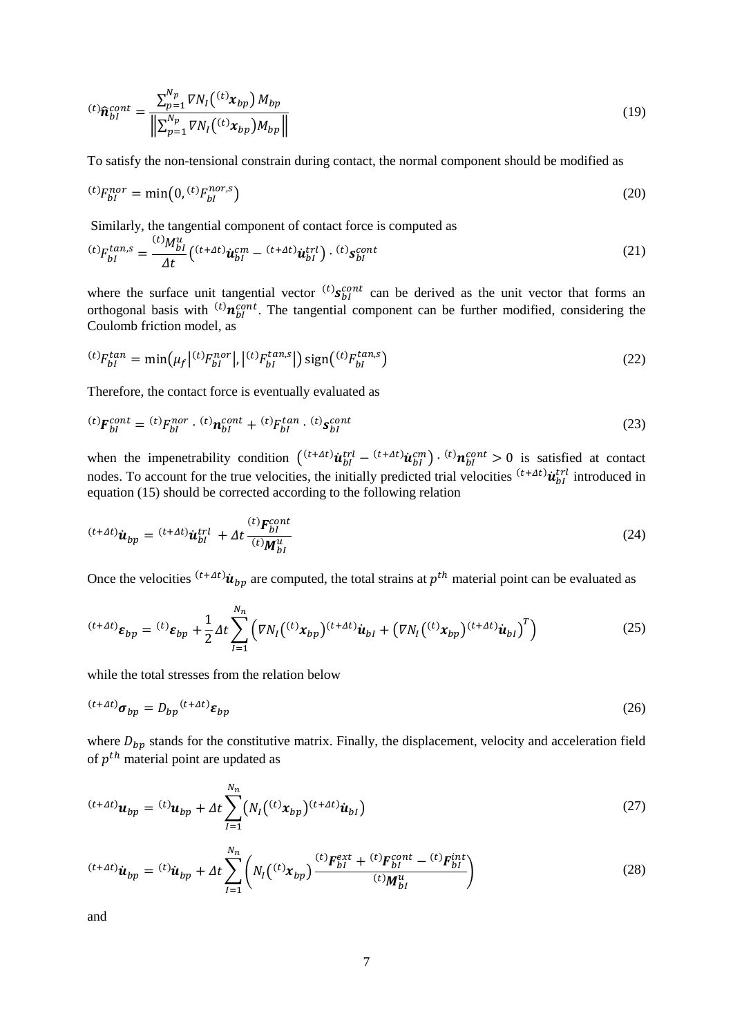$$
{}^{(t)}\widehat{\boldsymbol{n}}_{bI}^{cont} = \frac{\sum_{p=1}^{N_p} \nabla N_I\left({}^{(t)}\boldsymbol{x}_{bp}\right) M_{bp}}{\left\| \sum_{p=1}^{N_p} \nabla N_I\left({}^{(t)}\boldsymbol{x}_{bp}\right) M_{bp} \right\|} \tag{19}
$$

To satisfy the non-tensional constrain during contact, the normal component should be modified as

$$
{}^{(t)}F_{bI}^{nor} = \min\left(0, {}^{(t)}F_{bI}^{nor,s}\right) \tag{20}
$$

Similarly, the tangential component of contact force is computed as

$$
{}^{(t)}F_{bI}^{tan,s} = \frac{{}^{(t)}M_{bI}^{u}}{\Delta t}\left({}^{(t+\Delta t)}\dot{\boldsymbol{u}}_{bI}^{cm} - {}^{(t+\Delta t)}\dot{\boldsymbol{u}}_{bI}^{trl}\right) \cdot {}^{(t)}\boldsymbol{s}_{bI}^{cont} \tag{21}
$$

where the surface unit tangential vector ${}^{(t)}\boldsymbol{s}_{bI}^{cont}$ can be derived as the unit vector that forms an orthogonal basis with ${}^{(t)}\boldsymbol{n}_{bI}^{cont}$. The tangential component can be further modified, considering the Coulomb friction model, as

$$
{}^{(t)}F_{bI}^{tan} = \min\left(\mu_f \left|{}^{(t)}F_{bI}^{nor}\right|, \left|{}^{(t)}F_{bI}^{tan,s}\right|\right) \operatorname{sign}\left({}^{(t)}F_{bI}^{tan,s}\right) \tag{22}
$$

Therefore, the contact force is eventually evaluated as

$$
{}^{(t)}\boldsymbol{F}_{bI}^{cont} = {}^{(t)}F_{bI}^{nor} \cdot {}^{(t)}\boldsymbol{n}_{bI}^{cont} + {}^{(t)}F_{bI}^{tan} \cdot {}^{(t)}\boldsymbol{s}_{bI}^{cont} \tag{23}
$$

when the impenetrability condition $\left({}^{(t+\Delta t)}\dot{\boldsymbol{u}}_{bI}^{trl} - {}^{(t+\Delta t)}\dot{\boldsymbol{u}}_{bI}^{cm}\right) \cdot {}^{(t)}\boldsymbol{n}_{bI}^{cont} > 0$ is satisfied at contact nodes. To account for the true velocities, the initially predicted trial velocities ${}^{(t+\Delta t)}\dot{\boldsymbol{u}}_{bI}^{trl}$ introduced in equation (15) should be corrected according to the following relation

$$
{}^{(t+\Delta t)}\dot{\boldsymbol{u}}_{bp} = {}^{(t+\Delta t)}\dot{\boldsymbol{u}}_{bI}^{trl} + \Delta t \frac{{}^{(t)}\boldsymbol{F}_{bI}^{cont}}{{}^{(t)}\boldsymbol{M}_{bI}^{u}} \tag{24}
$$

Once the velocities ${}^{(t+\Delta t)}\dot{\boldsymbol{u}}_{bp}$ are computed, the total strains at $p^{th}$ material point can be evaluated as

$$
{}^{(t+\Delta t)}\boldsymbol{\varepsilon}_{bp} = {}^{(t)}\boldsymbol{\varepsilon}_{bp} + \frac{1}{2}\Delta t \sum_{I=1}^{N_n} \left(\nabla N_I\left({}^{(t)}\boldsymbol{x}_{bp}\right){}^{(t+\Delta t)}\dot{\boldsymbol{u}}_{bI} + \left(\nabla N_I\left({}^{(t)}\boldsymbol{x}_{bp}\right){}^{(t+\Delta t)}\dot{\boldsymbol{u}}_{bI}\right)^T\right) \tag{25}
$$

while the total stresses from the relation below

$$
{}^{(t+\Delta t)}\boldsymbol{\sigma}_{bp} = D_{bp}\,{}^{(t+\Delta t)}\boldsymbol{\varepsilon}_{bp} \tag{26}
$$

where $D_{bp}$ stands for the constitutive matrix. Finally, the displacement, velocity and acceleration field of $p^{th}$ material point are updated as

$$
{}^{(t+\Delta t)}\boldsymbol{u}_{bp} = {}^{(t)}\boldsymbol{u}_{bp} + \Delta t \sum_{I=1}^{N_n} \left(N_I\left({}^{(t)}\boldsymbol{x}_{bp}\right){}^{(t+\Delta t)}\dot{\boldsymbol{u}}_{bI}\right) \tag{27}
$$

$$
{}^{(t+\Delta t)}\dot{\boldsymbol{u}}_{bp} = {}^{(t)}\dot{\boldsymbol{u}}_{bp} + \Delta t \sum_{I=1}^{N_n} \left(N_I\left({}^{(t)}\boldsymbol{x}_{bp}\right) \frac{{}^{(t)}\boldsymbol{F}_{bI}^{ext} + {}^{(t)}\boldsymbol{F}_{bI}^{cont} - {}^{(t)}\boldsymbol{F}_{bI}^{int}}{{}^{(t)}\boldsymbol{M}_{bI}^{u}}\right) \tag{28}
$$

and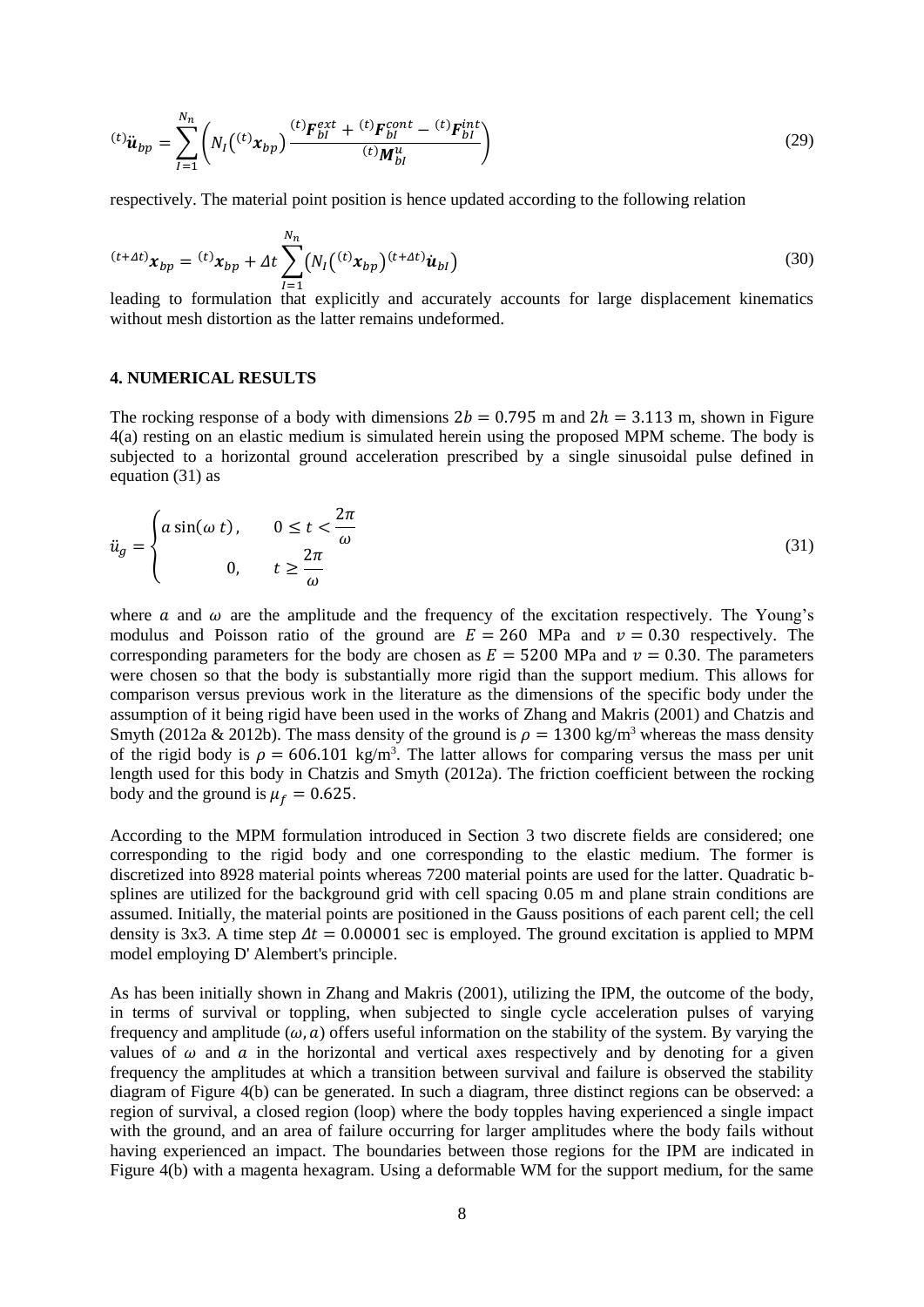$$
{}^{(t)}\ddot{\boldsymbol{u}}_{bp} = \sum_{I=1}^{N_n} \left( N_I\left({}^{(t)}\boldsymbol{x}_{bp}\right) \frac{{}^{(t)}\boldsymbol{F}_{bI}^{ext} + {}^{(t)}\boldsymbol{F}_{bI}^{cont} - {}^{(t)}\boldsymbol{F}_{bI}^{int}}{{}^{(t)}\boldsymbol{M}_{bI}^{u}} \right) \tag{29}
$$

respectively. The material point position is hence updated according to the following relation

$$
{}^{(t+\Delta t)}\boldsymbol{x}_{bp} = {}^{(t)}\boldsymbol{x}_{bp} + \Delta t \sum_{I=1}^{N_n} \left( N_I\left({}^{(t)}\boldsymbol{x}_{bp}\right) {}^{(t+\Delta t)}\dot{\boldsymbol{u}}_{bI} \right) \tag{30}
$$

leading to formulation that explicitly and accurately accounts for large displacement kinematics without mesh distortion as the latter remains undeformed.

## 4. NUMERICAL RESULTS

The rocking response of a body with dimensions $2b = 0.795$ m and $2h = 3.113$ m, shown in Figure 4(a) resting on an elastic medium is simulated herein using the proposed MPM scheme. The body is subjected to a horizontal ground acceleration prescribed by a single sinusoidal pulse defined in equation (31) as

$$
\ddot{u}_g = \begin{cases} a \sin(\omega\, t), & 0 \leq t < \dfrac{2\pi}{\omega} \\ 0, & t \geq \dfrac{2\pi}{\omega} \end{cases} \tag{31}
$$

where $a$ and $\omega$ are the amplitude and the frequency of the excitation respectively. The Young's modulus and Poisson ratio of the ground are $E = 260$ MPa and $v = 0.30$ respectively. The corresponding parameters for the body are chosen as $E = 5200$ MPa and $v = 0.30$. The parameters were chosen so that the body is substantially more rigid than the support medium. This allows for comparison versus previous work in the literature as the dimensions of the specific body under the assumption of it being rigid have been used in the works of Zhang and Makris (2001) and Chatzis and Smyth (2012a & 2012b). The mass density of the ground is $\rho = 1300$ kg/m$^3$ whereas the mass density of the rigid body is $\rho = 606.101$ kg/m$^3$. The latter allows for comparing versus the mass per unit length used for this body in Chatzis and Smyth (2012a). The friction coefficient between the rocking body and the ground is $\mu_f = 0.625$.

According to the MPM formulation introduced in Section 3 two discrete fields are considered; one corresponding to the rigid body and one corresponding to the elastic medium. The former is discretized into 8928 material points whereas 7200 material points are used for the latter. Quadratic b-splines are utilized for the background grid with cell spacing 0.05 m and plane strain conditions are assumed. Initially, the material points are positioned in the Gauss positions of each parent cell; the cell density is 3x3. A time step $\Delta t = 0.00001$ sec is employed. The ground excitation is applied to MPM model employing D' Alembert's principle.

As has been initially shown in Zhang and Makris (2001), utilizing the IPM, the outcome of the body, in terms of survival or toppling, when subjected to single cycle acceleration pulses of varying frequency and amplitude $(\omega, a)$ offers useful information on the stability of the system. By varying the values of $\omega$ and $a$ in the horizontal and vertical axes respectively and by denoting for a given frequency the amplitudes at which a transition between survival and failure is observed the stability diagram of Figure 4(b) can be generated. In such a diagram, three distinct regions can be observed: a region of survival, a closed region (loop) where the body topples having experienced a single impact with the ground, and an area of failure occurring for larger amplitudes where the body fails without having experienced an impact. The boundaries between those regions for the IPM are indicated in Figure 4(b) with a magenta hexagram. Using a deformable WM for the support medium, for the same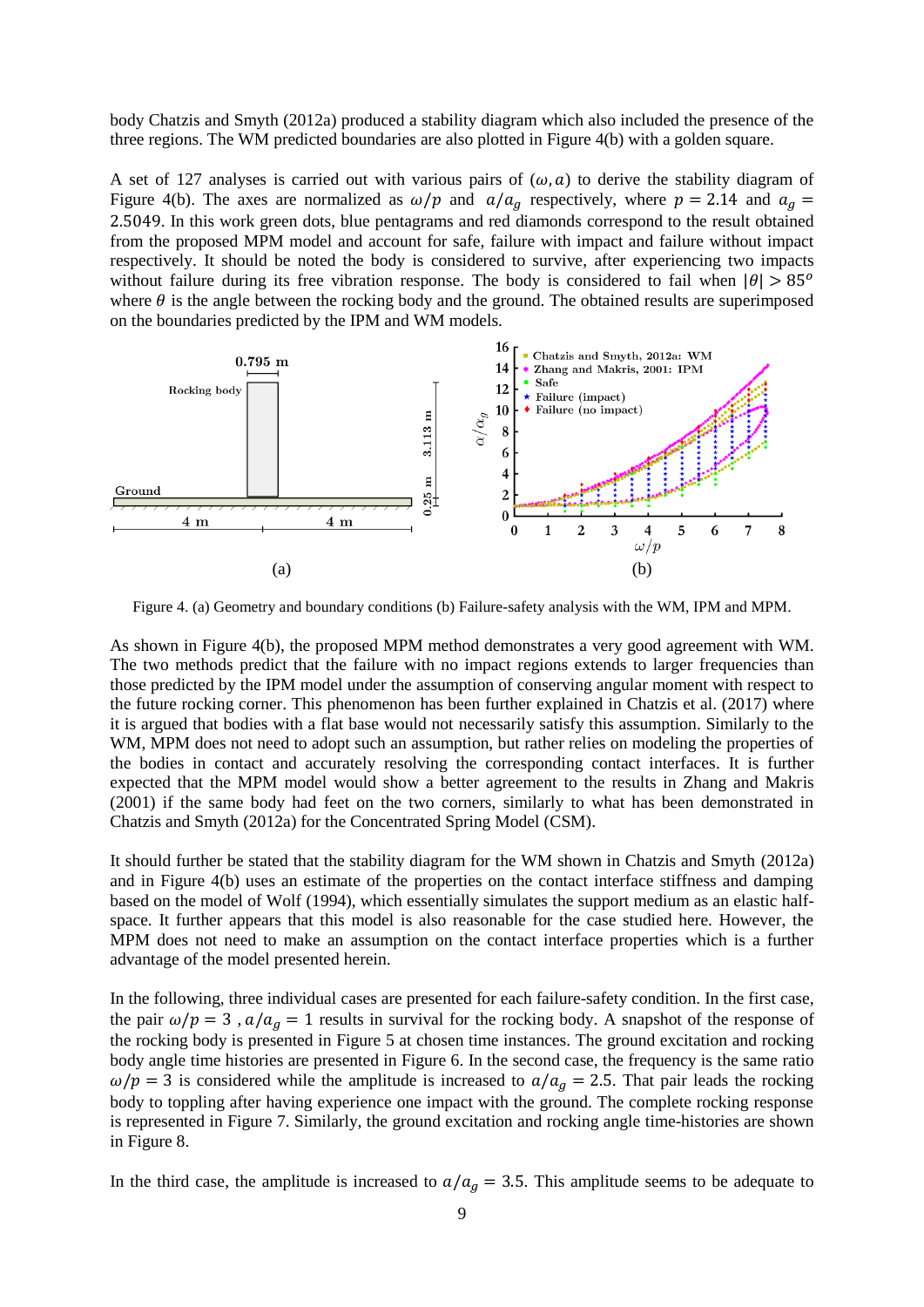body Chatzis and Smyth (2012a) produced a stability diagram which also included the presence of the three regions. The WM predicted boundaries are also plotted in Figure 4(b) with a golden square.

A set of 127 analyses is carried out with various pairs of $(\omega, a)$ to derive the stability diagram of Figure 4(b). The axes are normalized as $\omega/p$ and $a/a_g$ respectively, where $p = 2.14$ and $a_g = 2.5049$. In this work green dots, blue pentagrams and red diamonds correspond to the result obtained from the proposed MPM model and account for safe, failure with impact and failure without impact respectively. It should be noted the body is considered to survive, after experiencing two impacts without failure during its free vibration response. The body is considered to fail when $|\theta| > 85^o$ where $\theta$ is the angle between the rocking body and the ground. The obtained results are superimposed on the boundaries predicted by the IPM and WM models.

Figure 4. (a) Geometry and boundary conditions (b) Failure-safety analysis with the WM, IPM and MPM.

As shown in Figure 4(b), the proposed MPM method demonstrates a very good agreement with WM. The two methods predict that the failure with no impact regions extends to larger frequencies than those predicted by the IPM model under the assumption of conserving angular moment with respect to the future rocking corner. This phenomenon has been further explained in Chatzis et al. (2017) where it is argued that bodies with a flat base would not necessarily satisfy this assumption. Similarly to the WM, MPM does not need to adopt such an assumption, but rather relies on modeling the properties of the bodies in contact and accurately resolving the corresponding contact interfaces. It is further expected that the MPM model would show a better agreement to the results in Zhang and Makris (2001) if the same body had feet on the two corners, similarly to what has been demonstrated in Chatzis and Smyth (2012a) for the Concentrated Spring Model (CSM).

It should further be stated that the stability diagram for the WM shown in Chatzis and Smyth (2012a) and in Figure 4(b) uses an estimate of the properties on the contact interface stiffness and damping based on the model of Wolf (1994), which essentially simulates the support medium as an elastic half-space. It further appears that this model is also reasonable for the case studied here. However, the MPM does not need to make an assumption on the contact interface properties which is a further advantage of the model presented herein.

In the following, three individual cases are presented for each failure-safety condition. In the first case, the pair $\omega/p = 3$ , $a/a_g = 1$ results in survival for the rocking body. A snapshot of the response of the rocking body is presented in Figure 5 at chosen time instances. The ground excitation and rocking body angle time histories are presented in Figure 6. In the second case, the frequency is the same ratio $\omega/p = 3$ is considered while the amplitude is increased to $a/a_g = 2.5$. That pair leads the rocking body to toppling after having experience one impact with the ground. The complete rocking response is represented in Figure 7. Similarly, the ground excitation and rocking angle time-histories are shown in Figure 8.

In the third case, the amplitude is increased to $a/a_g = 3.5$. This amplitude seems to be adequate to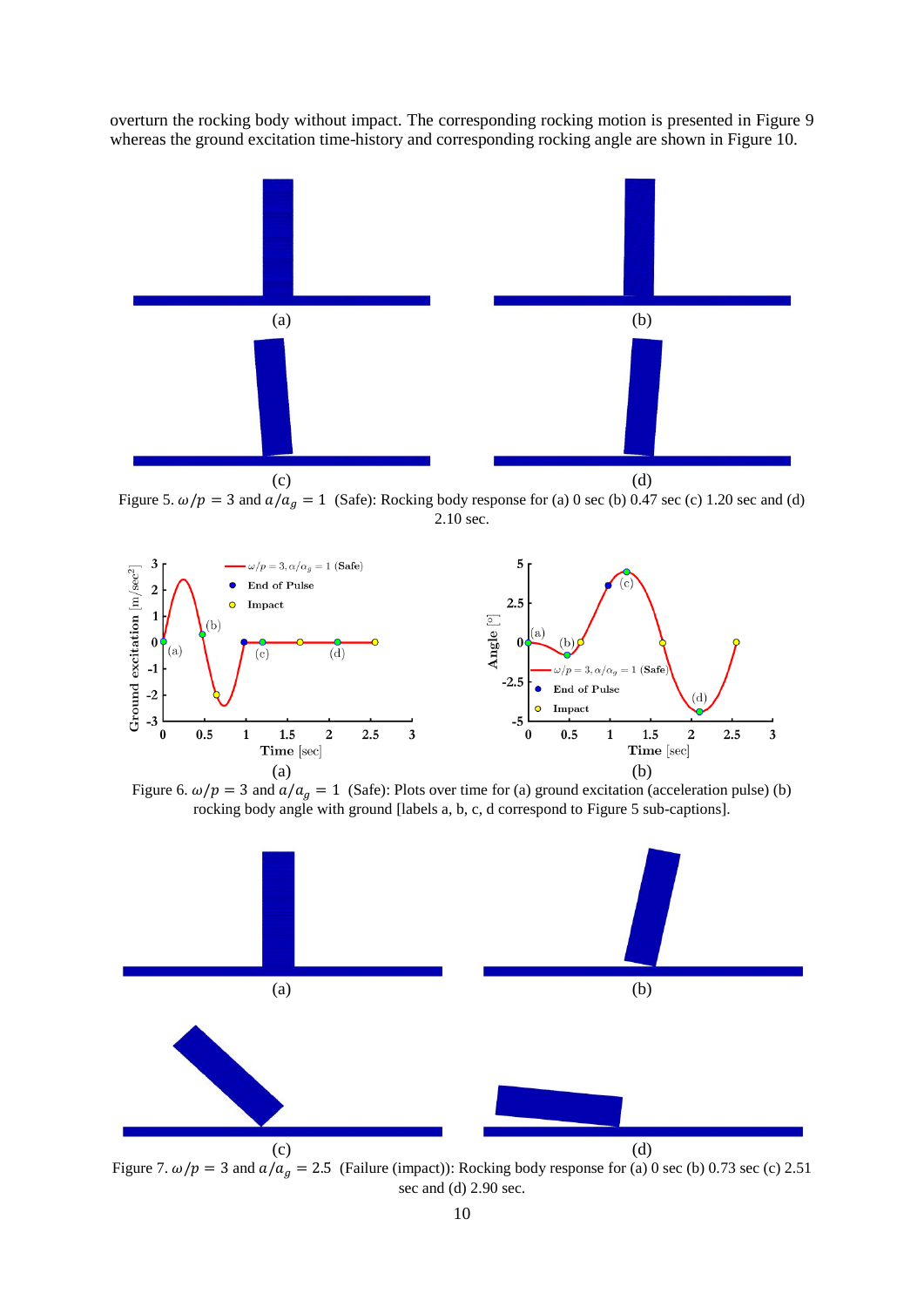overturn the rocking body without impact. The corresponding rocking motion is presented in Figure 9 whereas the ground excitation time-history and corresponding rocking angle are shown in Figure 10.

Figure 5. $\omega/p = 3$ and $\alpha/\alpha_g = 1$ (Safe): Rocking body response for (a) 0 sec (b) 0.47 sec (c) 1.20 sec and (d) 2.10 sec.

Figure 6. $\omega/p = 3$ and $\alpha/\alpha_g = 1$ (Safe): Plots over time for (a) ground excitation (acceleration pulse) (b) rocking body angle with ground [labels a, b, c, d correspond to Figure 5 sub-captions].

Figure 7. $\omega/p = 3$ and $\alpha/\alpha_g = 2.5$ (Failure (impact)): Rocking body response for (a) 0 sec (b) 0.73 sec (c) 2.51 sec and (d) 2.90 sec.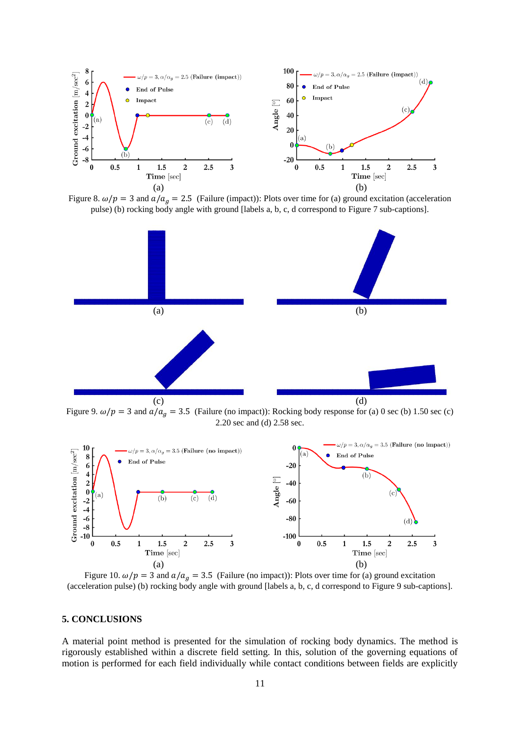Figure 8. $\omega/p = 3$ and $a/a_g = 2.5$ (Failure (impact)): Plots over time for (a) ground excitation (acceleration pulse) (b) rocking body angle with ground [labels a, b, c, d correspond to Figure 7 sub-captions].

Figure 9. $\omega/p = 3$ and $a/a_g = 3.5$ (Failure (no impact)): Rocking body response for (a) 0 sec (b) 1.50 sec (c) 2.20 sec and (d) 2.58 sec.

Figure 10. $\omega/p = 3$ and $a/a_g = 3.5$ (Failure (no impact)): Plots over time for (a) ground excitation (acceleration pulse) (b) rocking body angle with ground [labels a, b, c, d correspond to Figure 9 sub-captions].

## 5. CONCLUSIONS

A material point method is presented for the simulation of rocking body dynamics. The method is rigorously established within a discrete field setting. In this, solution of the governing equations of motion is performed for each field individually while contact conditions between fields are explicitly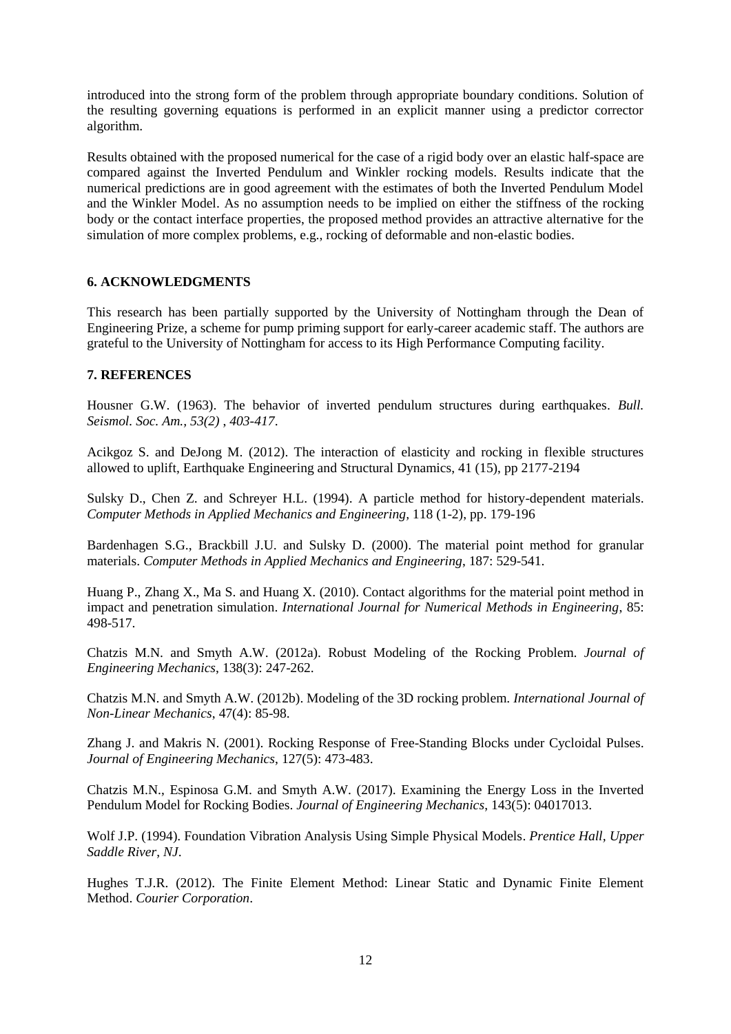introduced into the strong form of the problem through appropriate boundary conditions. Solution of the resulting governing equations is performed in an explicit manner using a predictor corrector algorithm.

Results obtained with the proposed numerical for the case of a rigid body over an elastic half-space are compared against the Inverted Pendulum and Winkler rocking models. Results indicate that the numerical predictions are in good agreement with the estimates of both the Inverted Pendulum Model and the Winkler Model. As no assumption needs to be implied on either the stiffness of the rocking body or the contact interface properties, the proposed method provides an attractive alternative for the simulation of more complex problems, e.g., rocking of deformable and non-elastic bodies.

## 6. ACKNOWLEDGMENTS

This research has been partially supported by the University of Nottingham through the Dean of Engineering Prize, a scheme for pump priming support for early-career academic staff. The authors are grateful to the University of Nottingham for access to its High Performance Computing facility.

## 7. REFERENCES

Housner G.W. (1963). The behavior of inverted pendulum structures during earthquakes. *Bull. Seismol. Soc. Am., 53(2) , 403-417*.

Acikgoz S. and DeJong M. (2012). The interaction of elasticity and rocking in flexible structures allowed to uplift, Earthquake Engineering and Structural Dynamics, 41 (15), pp 2177-2194

Sulsky D., Chen Z. and Schreyer H.L. (1994). A particle method for history-dependent materials. *Computer Methods in Applied Mechanics and Engineering*, 118 (1-2), pp. 179-196

Bardenhagen S.G., Brackbill J.U. and Sulsky D. (2000). The material point method for granular materials. *Computer Methods in Applied Mechanics and Engineering*, 187: 529-541.

Huang P., Zhang X., Ma S. and Huang X. (2010). Contact algorithms for the material point method in impact and penetration simulation. *International Journal for Numerical Methods in Engineering*, 85: 498-517.

Chatzis M.N. and Smyth A.W. (2012a). Robust Modeling of the Rocking Problem. *Journal of Engineering Mechanics*, 138(3): 247-262.

Chatzis M.N. and Smyth A.W. (2012b). Modeling of the 3D rocking problem. *International Journal of Non-Linear Mechanics*, 47(4): 85-98.

Zhang J. and Makris N. (2001). Rocking Response of Free-Standing Blocks under Cycloidal Pulses. *Journal of Engineering Mechanics*, 127(5): 473-483.

Chatzis M.N., Espinosa G.M. and Smyth A.W. (2017). Examining the Energy Loss in the Inverted Pendulum Model for Rocking Bodies. *Journal of Engineering Mechanics*, 143(5): 04017013.

Wolf J.P. (1994). Foundation Vibration Analysis Using Simple Physical Models. *Prentice Hall, Upper Saddle River, NJ*.

Hughes T.J.R. (2012). The Finite Element Method: Linear Static and Dynamic Finite Element Method. *Courier Corporation*.